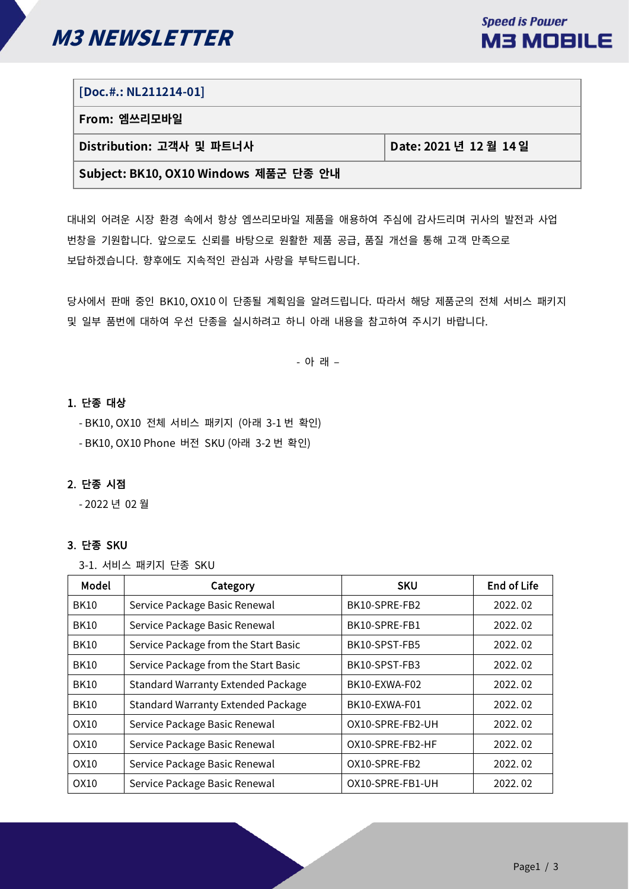# M3 NEWSLETTER

| [Doc.#.: NL211214-01] | |
|---|---|
| **From: 엠쓰리모바일** | |
| **Distribution: 고객사 및 파트너사** | **Date: 2021 년 12 월 14 일** |
| **Subject: BK10, OX10 Windows 제품군 단종 안내** | |

대내외 어려운 시장 환경 속에서 항상 엠쓰리모바일 제품을 애용하여 주심에 감사드리며 귀사의 발전과 사업 번창을 기원합니다. 앞으로도 신뢰를 바탕으로 원활한 제품 공급, 품질 개선을 통해 고객 만족으로 보답하겠습니다. 향후에도 지속적인 관심과 사랑을 부탁드립니다.

당사에서 판매 중인 BK10, OX10 이 단종될 계획임을 알려드립니다. 따라서 해당 제품군의 전체 서비스 패키지 및 일부 품번에 대하여 우선 단종을 실시하려고 하니 아래 내용을 참고하여 주시기 바랍니다.

- 아 래 –

### 1. 단종 대상

- BK10, OX10 전체 서비스 패키지 (아래 3-1 번 확인)
- BK10, OX10 Phone 버전 SKU (아래 3-2 번 확인)

### 2. 단종 시점

- 2022 년 02 월

### 3. 단종 SKU

3-1. 서비스 패키지 단종 SKU

| Model | Category | SKU | End of Life |
|---|---|---|---|
| BK10 | Service Package Basic Renewal | BK10-SPRE-FB2 | 2022. 02 |
| BK10 | Service Package Basic Renewal | BK10-SPRE-FB1 | 2022. 02 |
| BK10 | Service Package from the Start Basic | BK10-SPST-FB5 | 2022. 02 |
| BK10 | Service Package from the Start Basic | BK10-SPST-FB3 | 2022. 02 |
| BK10 | Standard Warranty Extended Package | BK10-EXWA-F02 | 2022. 02 |
| BK10 | Standard Warranty Extended Package | BK10-EXWA-F01 | 2022. 02 |
| OX10 | Service Package Basic Renewal | OX10-SPRE-FB2-UH | 2022. 02 |
| OX10 | Service Package Basic Renewal | OX10-SPRE-FB2-HF | 2022. 02 |
| OX10 | Service Package Basic Renewal | OX10-SPRE-FB2 | 2022. 02 |
| OX10 | Service Package Basic Renewal | OX10-SPRE-FB1-UH | 2022. 02 |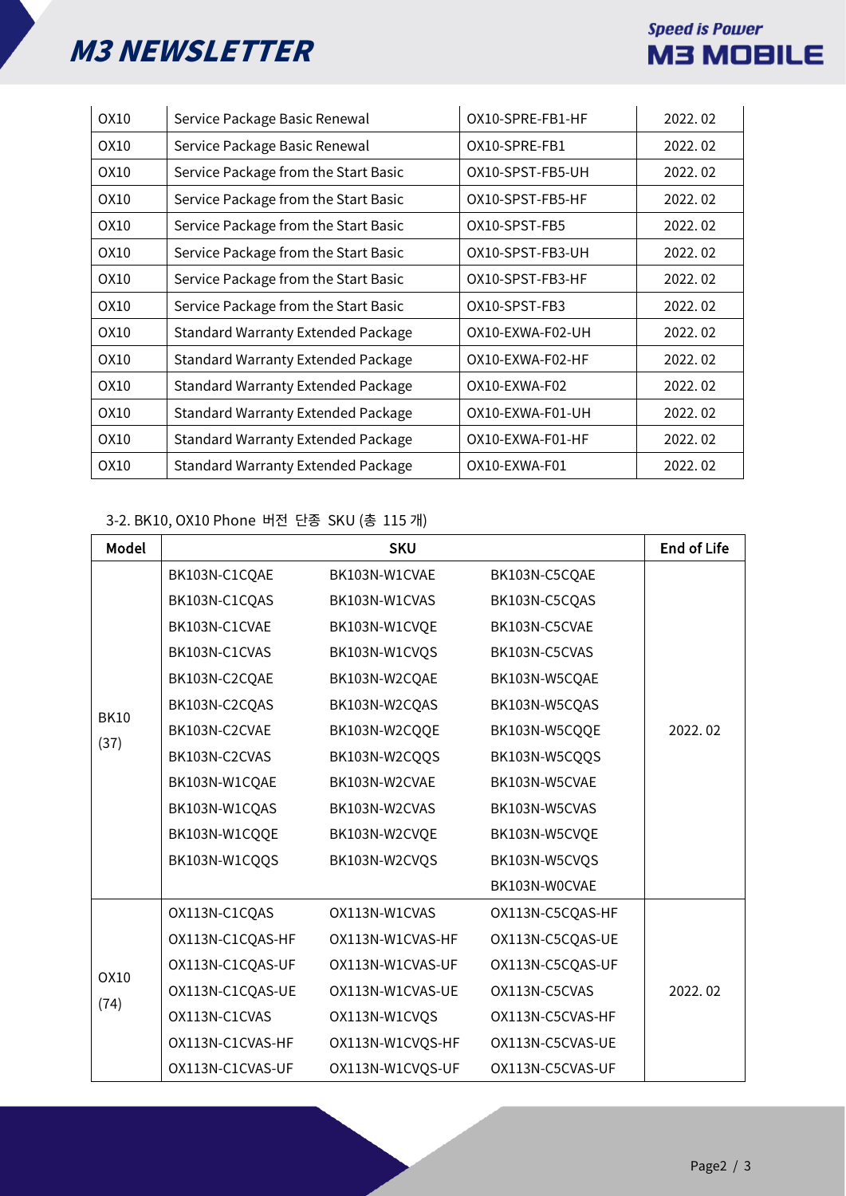| OX10 | Service Package Basic Renewal | OX10-SPRE-FB1-HF | 2022. 02 |
|---|---|---|---|
| OX10 | Service Package Basic Renewal | OX10-SPRE-FB1 | 2022. 02 |
| OX10 | Service Package from the Start Basic | OX10-SPST-FB5-UH | 2022. 02 |
| OX10 | Service Package from the Start Basic | OX10-SPST-FB5-HF | 2022. 02 |
| OX10 | Service Package from the Start Basic | OX10-SPST-FB5 | 2022. 02 |
| OX10 | Service Package from the Start Basic | OX10-SPST-FB3-UH | 2022. 02 |
| OX10 | Service Package from the Start Basic | OX10-SPST-FB3-HF | 2022. 02 |
| OX10 | Service Package from the Start Basic | OX10-SPST-FB3 | 2022. 02 |
| OX10 | Standard Warranty Extended Package | OX10-EXWA-F02-UH | 2022. 02 |
| OX10 | Standard Warranty Extended Package | OX10-EXWA-F02-HF | 2022. 02 |
| OX10 | Standard Warranty Extended Package | OX10-EXWA-F02 | 2022. 02 |
| OX10 | Standard Warranty Extended Package | OX10-EXWA-F01-UH | 2022. 02 |
| OX10 | Standard Warranty Extended Package | OX10-EXWA-F01-HF | 2022. 02 |
| OX10 | Standard Warranty Extended Package | OX10-EXWA-F01 | 2022. 02 |

3-2. BK10, OX10 Phone 버전 단종 SKU (총 115 개)

| Model | SKU | | | End of Life |
|---|---|---|---|---|
| BK10 (37) | BK103N-C1CQAE | BK103N-W1CVAE | BK103N-C5CQAE | 2022. 02 |
| | BK103N-C1CQAS | BK103N-W1CVAS | BK103N-C5CQAS | |
| | BK103N-C1CVAE | BK103N-W1CVQE | BK103N-C5CVAE | |
| | BK103N-C1CVAS | BK103N-W1CVQS | BK103N-C5CVAS | |
| | BK103N-C2CQAE | BK103N-W2CQAE | BK103N-W5CQAE | |
| | BK103N-C2CQAS | BK103N-W2CQAS | BK103N-W5CQAS | |
| | BK103N-C2CVAE | BK103N-W2CQQE | BK103N-W5CQQE | |
| | BK103N-C2CVAS | BK103N-W2CQQS | BK103N-W5CQQS | |
| | BK103N-W1CQAE | BK103N-W2CVAE | BK103N-W5CVAE | |
| | BK103N-W1CQAS | BK103N-W2CVAS | BK103N-W5CVAS | |
| | BK103N-W1CQQE | BK103N-W2CVQE | BK103N-W5CVQE | |
| | BK103N-W1CQQS | BK103N-W2CVQS | BK103N-W5CVQS | |
| | | | BK103N-W0CVAE | |
| OX10 (74) | OX113N-C1CQAS | OX113N-W1CVAS | OX113N-C5CQAS-HF | 2022. 02 |
| | OX113N-C1CQAS-HF | OX113N-W1CVAS-HF | OX113N-C5CQAS-UE | |
| | OX113N-C1CQAS-UF | OX113N-W1CVAS-UF | OX113N-C5CQAS-UF | |
| | OX113N-C1CQAS-UE | OX113N-W1CVAS-UE | OX113N-C5CVAS | |
| | OX113N-C1CVAS | OX113N-W1CVQS | OX113N-C5CVAS-HF | |
| | OX113N-C1CVAS-HF | OX113N-W1CVQS-HF | OX113N-C5CVAS-UE | |
| | OX113N-C1CVAS-UF | OX113N-W1CVQS-UF | OX113N-C5CVAS-UF | |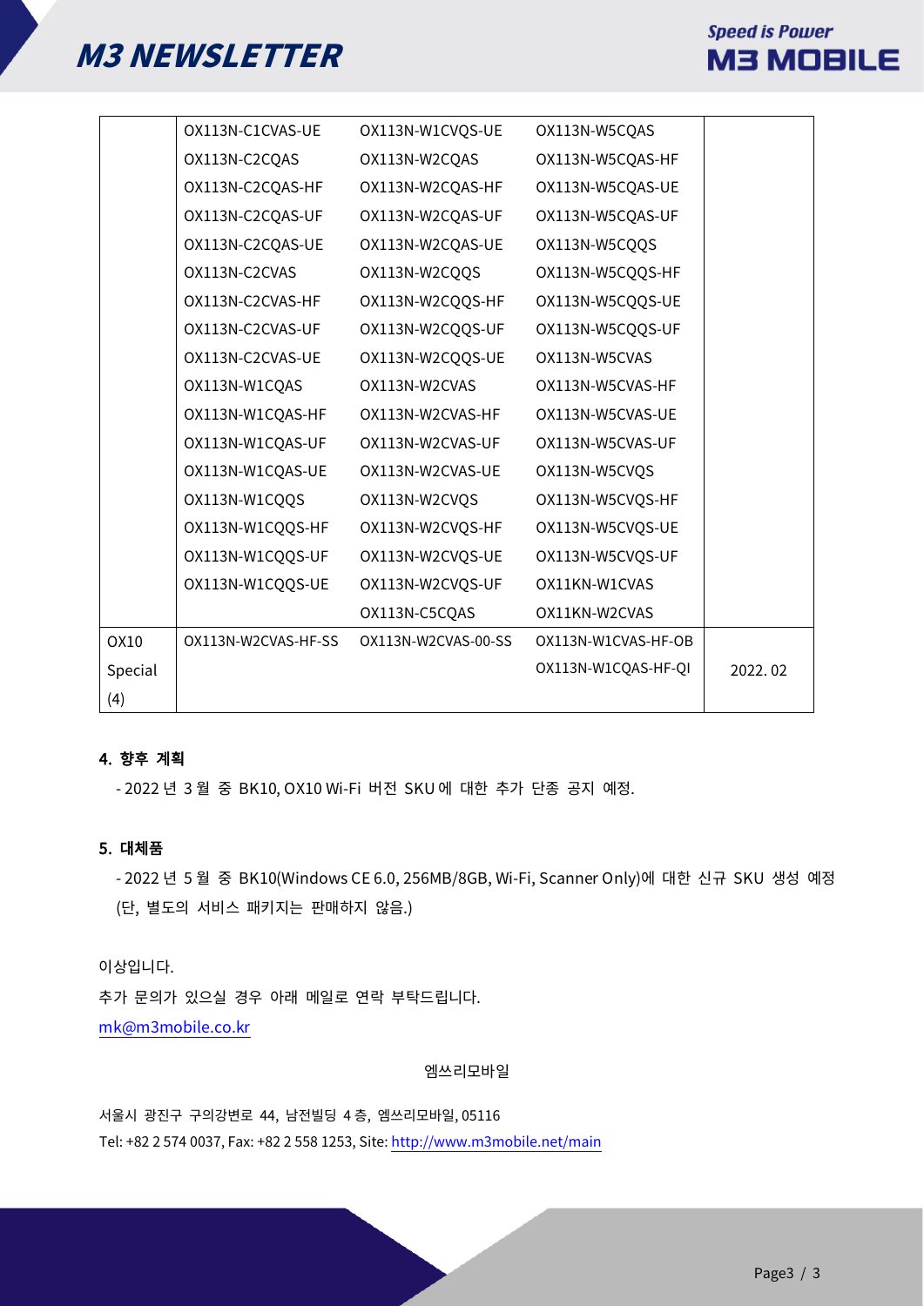| | | | | |
|---|---|---|---|---|
| | OX113N-C1CVAS-UE | OX113N-W1CVQS-UE | OX113N-W5CQAS | |
| | OX113N-C2CQAS | OX113N-W2CQAS | OX113N-W5CQAS-HF | |
| | OX113N-C2CQAS-HF | OX113N-W2CQAS-HF | OX113N-W5CQAS-UE | |
| | OX113N-C2CQAS-UF | OX113N-W2CQAS-UF | OX113N-W5CQAS-UF | |
| | OX113N-C2CQAS-UE | OX113N-W2CQAS-UE | OX113N-W5CQQS | |
| | OX113N-C2CVAS | OX113N-W2CQQS | OX113N-W5CQQS-HF | |
| | OX113N-C2CVAS-HF | OX113N-W2CQQS-HF | OX113N-W5CQQS-UE | |
| | OX113N-C2CVAS-UF | OX113N-W2CQQS-UF | OX113N-W5CQQS-UF | |
| | OX113N-C2CVAS-UE | OX113N-W2CQQS-UE | OX113N-W5CVAS | |
| | OX113N-W1CQAS | OX113N-W2CVAS | OX113N-W5CVAS-HF | |
| | OX113N-W1CQAS-HF | OX113N-W2CVAS-HF | OX113N-W5CVAS-UE | |
| | OX113N-W1CQAS-UF | OX113N-W2CVAS-UF | OX113N-W5CVAS-UF | |
| | OX113N-W1CQAS-UE | OX113N-W2CVAS-UE | OX113N-W5CVQS | |
| | OX113N-W1CQQS | OX113N-W2CVQS | OX113N-W5CVQS-HF | |
| | OX113N-W1CQQS-HF | OX113N-W2CVQS-HF | OX113N-W5CVQS-UE | |
| | OX113N-W1CQQS-UF | OX113N-W2CVQS-UE | OX113N-W5CVQS-UF | |
| | OX113N-W1CQQS-UE | OX113N-W2CVQS-UF | OX11KN-W1CVAS | |
| | | OX113N-C5CQAS | OX11KN-W2CVAS | |
| OX10 Special (4) | OX113N-W2CVAS-HF-SS | OX113N-W2CVAS-00-SS | OX113N-W1CVAS-HF-OB<br>OX113N-W1CQAS-HF-QI | 2022. 02 |

**4. 향후 계획**

- 2022 년 3 월 중 BK10, OX10 Wi-Fi 버전 SKU 에 대한 추가 단종 공지 예정.

**5. 대체품**

- 2022 년 5 월 중 BK10(Windows CE 6.0, 256MB/8GB, Wi-Fi, Scanner Only)에 대한 신규 SKU 생성 예정 (단, 별도의 서비스 패키지는 판매하지 않음.)

이상입니다.

추가 문의가 있으실 경우 아래 메일로 연락 부탁드립니다.

mk@m3mobile.co.kr

엠쓰리모바일

서울시 광진구 구의강변로 44, 남전빌딩 4 층, 엠쓰리모바일, 05116

Tel: +82 2 574 0037, Fax: +82 2 558 1253, Site: http://www.m3mobile.net/main